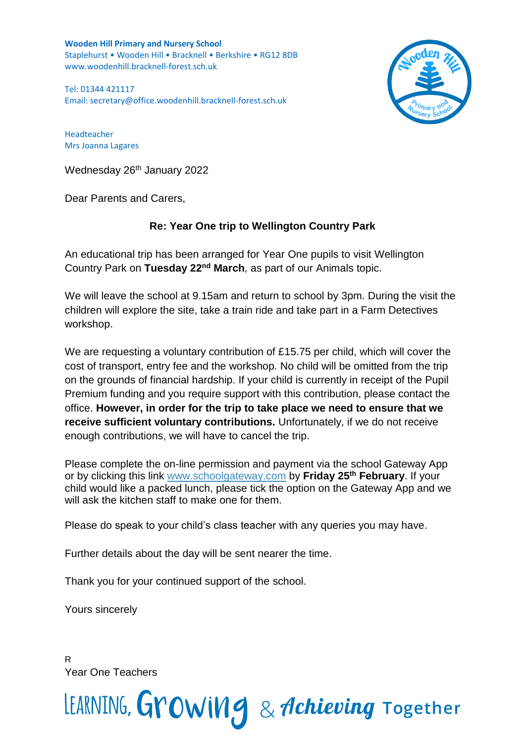**Wooden Hill Primary and Nursery School**
Staplehurst • Wooden Hill • Bracknell • Berkshire • RG12 8DB
www.woodenhill.bracknell-forest.sch.uk

Tel: 01344 421117
Email: secretary@office.woodenhill.bracknell-forest.sch.uk

Headteacher
Mrs Joanna Lagares

Wednesday 26th January 2022

Dear Parents and Carers,

**Re: Year One trip to Wellington Country Park**

An educational trip has been arranged for Year One pupils to visit Wellington Country Park on **Tuesday 22nd March**, as part of our Animals topic.

We will leave the school at 9.15am and return to school by 3pm. During the visit the children will explore the site, take a train ride and take part in a Farm Detectives workshop.

We are requesting a voluntary contribution of £15.75 per child, which will cover the cost of transport, entry fee and the workshop. No child will be omitted from the trip on the grounds of financial hardship. If your child is currently in receipt of the Pupil Premium funding and you require support with this contribution, please contact the office. **However, in order for the trip to take place we need to ensure that we receive sufficient voluntary contributions.** Unfortunately, if we do not receive enough contributions, we will have to cancel the trip.

Please complete the on-line permission and payment via the school Gateway App or by clicking this link www.schoolgateway.com by **Friday 25th February**. If your child would like a packed lunch, please tick the option on the Gateway App and we will ask the kitchen staff to make one for them.

Please do speak to your child's class teacher with any queries you may have.

Further details about the day will be sent nearer the time.

Thank you for your continued support of the school.

Yours sincerely

R
Year One Teachers

LEARNING, Growing & Achieving Together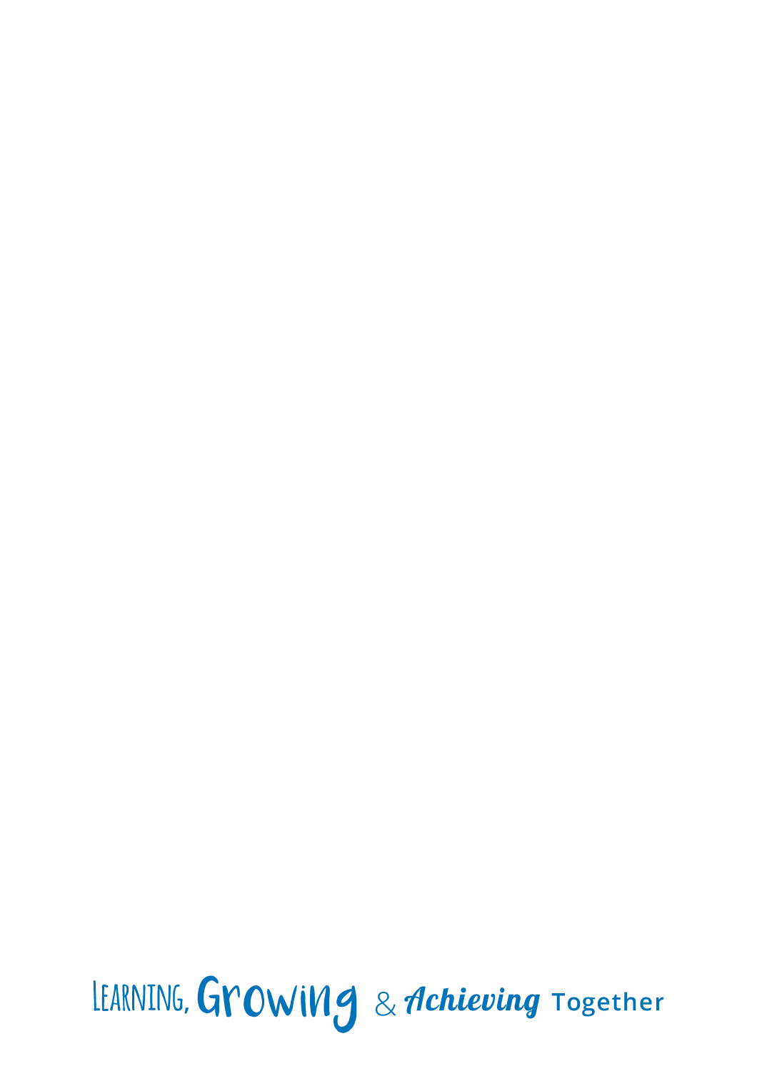Learning, Growing & Achieving Together